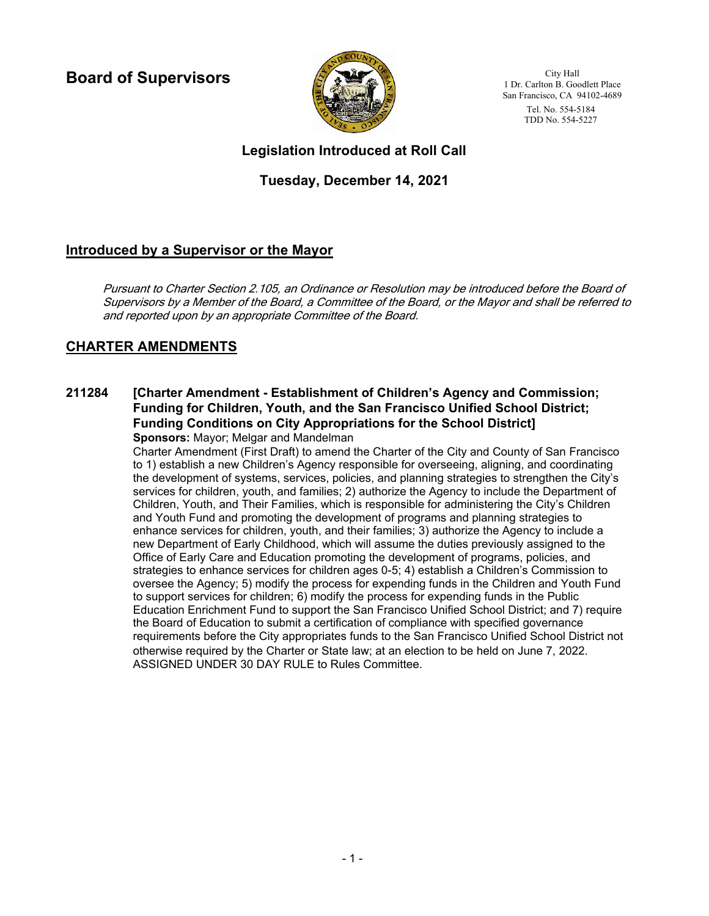# Board of Supervisors

City Hall
1 Dr. Carlton B. Goodlett Place
San Francisco, CA 94102-4689
Tel. No. 554-5184
TDD No. 554-5227

## Legislation Introduced at Roll Call

## Tuesday, December 14, 2021

## Introduced by a Supervisor or the Mayor

*Pursuant to Charter Section 2.105, an Ordinance or Resolution may be introduced before the Board of Supervisors by a Member of the Board, a Committee of the Board, or the Mayor and shall be referred to and reported upon by an appropriate Committee of the Board.*

## CHARTER AMENDMENTS

**211284 [Charter Amendment - Establishment of Children's Agency and Commission; Funding for Children, Youth, and the San Francisco Unified School District; Funding Conditions on City Appropriations for the School District]**

**Sponsors:** Mayor; Melgar and Mandelman

Charter Amendment (First Draft) to amend the Charter of the City and County of San Francisco to 1) establish a new Children's Agency responsible for overseeing, aligning, and coordinating the development of systems, services, policies, and planning strategies to strengthen the City's services for children, youth, and families; 2) authorize the Agency to include the Department of Children, Youth, and Their Families, which is responsible for administering the City's Children and Youth Fund and promoting the development of programs and planning strategies to enhance services for children, youth, and their families; 3) authorize the Agency to include a new Department of Early Childhood, which will assume the duties previously assigned to the Office of Early Care and Education promoting the development of programs, policies, and strategies to enhance services for children ages 0-5; 4) establish a Children's Commission to oversee the Agency; 5) modify the process for expending funds in the Children and Youth Fund to support services for children; 6) modify the process for expending funds in the Public Education Enrichment Fund to support the San Francisco Unified School District; and 7) require the Board of Education to submit a certification of compliance with specified governance requirements before the City appropriates funds to the San Francisco Unified School District not otherwise required by the Charter or State law; at an election to be held on June 7, 2022.

ASSIGNED UNDER 30 DAY RULE to Rules Committee.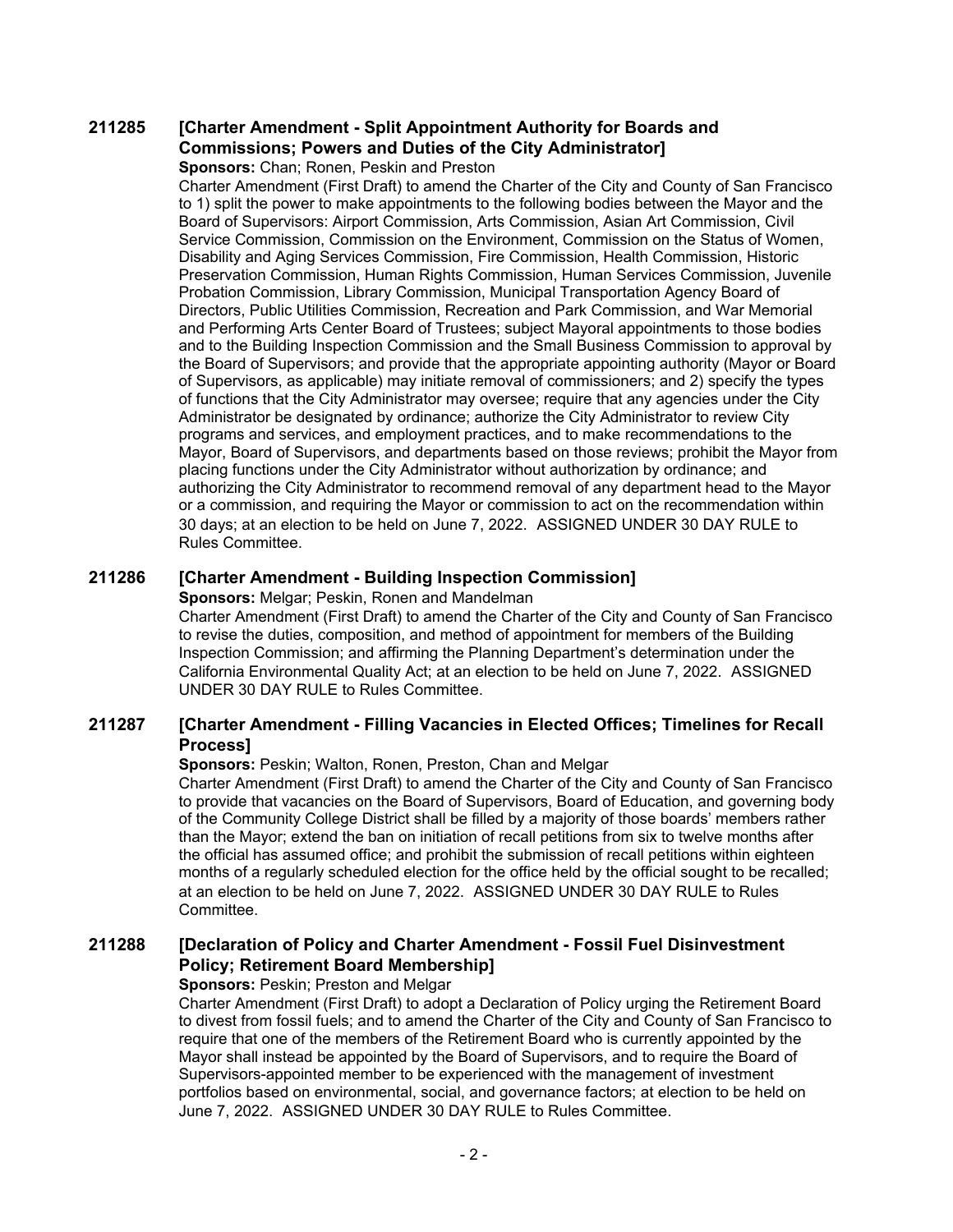### 211285 [Charter Amendment - Split Appointment Authority for Boards and Commissions; Powers and Duties of the City Administrator]

**Sponsors:** Chan; Ronen, Peskin and Preston

Charter Amendment (First Draft) to amend the Charter of the City and County of San Francisco to 1) split the power to make appointments to the following bodies between the Mayor and the Board of Supervisors: Airport Commission, Arts Commission, Asian Art Commission, Civil Service Commission, Commission on the Environment, Commission on the Status of Women, Disability and Aging Services Commission, Fire Commission, Health Commission, Historic Preservation Commission, Human Rights Commission, Human Services Commission, Juvenile Probation Commission, Library Commission, Municipal Transportation Agency Board of Directors, Public Utilities Commission, Recreation and Park Commission, and War Memorial and Performing Arts Center Board of Trustees; subject Mayoral appointments to those bodies and to the Building Inspection Commission and the Small Business Commission to approval by the Board of Supervisors; and provide that the appropriate appointing authority (Mayor or Board of Supervisors, as applicable) may initiate removal of commissioners; and 2) specify the types of functions that the City Administrator may oversee; require that any agencies under the City Administrator be designated by ordinance; authorize the City Administrator to review City programs and services, and employment practices, and to make recommendations to the Mayor, Board of Supervisors, and departments based on those reviews; prohibit the Mayor from placing functions under the City Administrator without authorization by ordinance; and authorizing the City Administrator to recommend removal of any department head to the Mayor or a commission, and requiring the Mayor or commission to act on the recommendation within 30 days; at an election to be held on June 7, 2022. ASSIGNED UNDER 30 DAY RULE to Rules Committee.

### 211286 [Charter Amendment - Building Inspection Commission]

**Sponsors:** Melgar; Peskin, Ronen and Mandelman

Charter Amendment (First Draft) to amend the Charter of the City and County of San Francisco to revise the duties, composition, and method of appointment for members of the Building Inspection Commission; and affirming the Planning Department's determination under the California Environmental Quality Act; at an election to be held on June 7, 2022. ASSIGNED UNDER 30 DAY RULE to Rules Committee.

### 211287 [Charter Amendment - Filling Vacancies in Elected Offices; Timelines for Recall Process]

**Sponsors:** Peskin; Walton, Ronen, Preston, Chan and Melgar

Charter Amendment (First Draft) to amend the Charter of the City and County of San Francisco to provide that vacancies on the Board of Supervisors, Board of Education, and governing body of the Community College District shall be filled by a majority of those boards' members rather than the Mayor; extend the ban on initiation of recall petitions from six to twelve months after the official has assumed office; and prohibit the submission of recall petitions within eighteen months of a regularly scheduled election for the office held by the official sought to be recalled; at an election to be held on June 7, 2022. ASSIGNED UNDER 30 DAY RULE to Rules Committee.

### 211288 [Declaration of Policy and Charter Amendment - Fossil Fuel Disinvestment Policy; Retirement Board Membership]

**Sponsors:** Peskin; Preston and Melgar

Charter Amendment (First Draft) to adopt a Declaration of Policy urging the Retirement Board to divest from fossil fuels; and to amend the Charter of the City and County of San Francisco to require that one of the members of the Retirement Board who is currently appointed by the Mayor shall instead be appointed by the Board of Supervisors, and to require the Board of Supervisors-appointed member to be experienced with the management of investment portfolios based on environmental, social, and governance factors; at election to be held on June 7, 2022. ASSIGNED UNDER 30 DAY RULE to Rules Committee.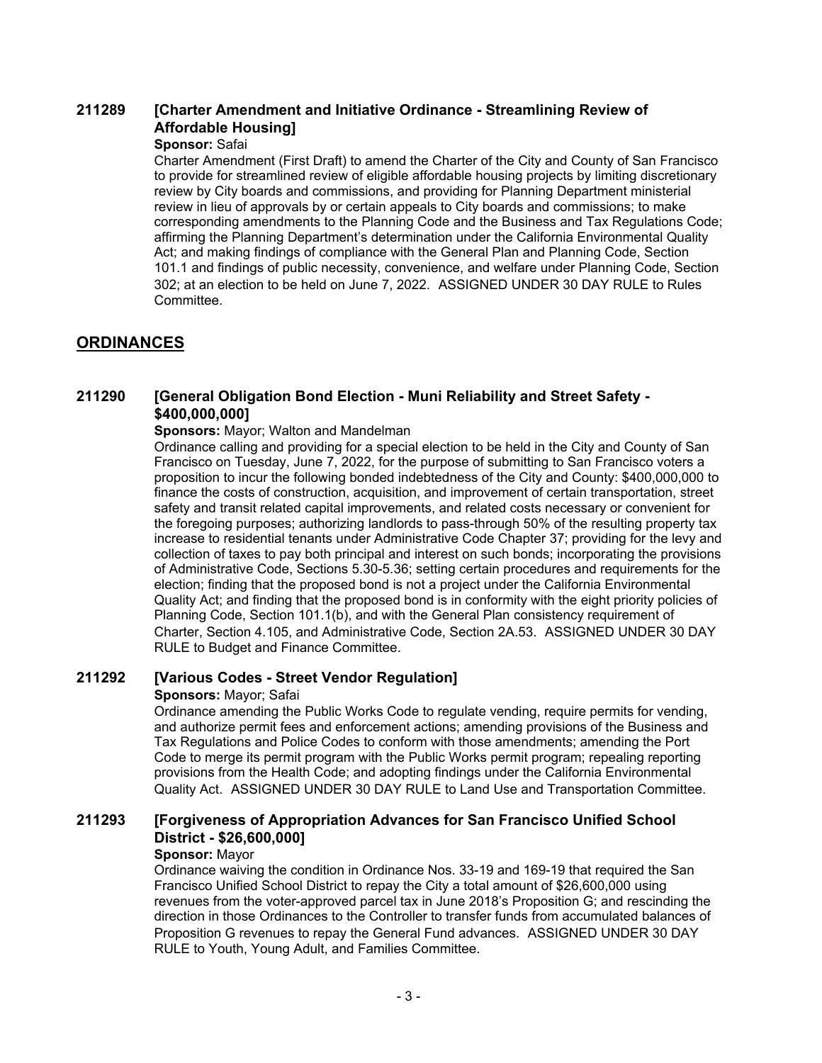### 211289 [Charter Amendment and Initiative Ordinance - Streamlining Review of Affordable Housing]

**Sponsor:** Safai

Charter Amendment (First Draft) to amend the Charter of the City and County of San Francisco to provide for streamlined review of eligible affordable housing projects by limiting discretionary review by City boards and commissions, and providing for Planning Department ministerial review in lieu of approvals by or certain appeals to City boards and commissions; to make corresponding amendments to the Planning Code and the Business and Tax Regulations Code; affirming the Planning Department's determination under the California Environmental Quality Act; and making findings of compliance with the General Plan and Planning Code, Section 101.1 and findings of public necessity, convenience, and welfare under Planning Code, Section 302; at an election to be held on June 7, 2022. ASSIGNED UNDER 30 DAY RULE to Rules Committee.

## ORDINANCES

### 211290 [General Obligation Bond Election - Muni Reliability and Street Safety - $400,000,000]

**Sponsors:** Mayor; Walton and Mandelman

Ordinance calling and providing for a special election to be held in the City and County of San Francisco on Tuesday, June 7, 2022, for the purpose of submitting to San Francisco voters a proposition to incur the following bonded indebtedness of the City and County: $400,000,000 to finance the costs of construction, acquisition, and improvement of certain transportation, street safety and transit related capital improvements, and related costs necessary or convenient for the foregoing purposes; authorizing landlords to pass-through 50% of the resulting property tax increase to residential tenants under Administrative Code Chapter 37; providing for the levy and collection of taxes to pay both principal and interest on such bonds; incorporating the provisions of Administrative Code, Sections 5.30-5.36; setting certain procedures and requirements for the election; finding that the proposed bond is not a project under the California Environmental Quality Act; and finding that the proposed bond is in conformity with the eight priority policies of Planning Code, Section 101.1(b), and with the General Plan consistency requirement of Charter, Section 4.105, and Administrative Code, Section 2A.53. ASSIGNED UNDER 30 DAY RULE to Budget and Finance Committee.

### 211292 [Various Codes - Street Vendor Regulation]

**Sponsors:** Mayor; Safai

Ordinance amending the Public Works Code to regulate vending, require permits for vending, and authorize permit fees and enforcement actions; amending provisions of the Business and Tax Regulations and Police Codes to conform with those amendments; amending the Port Code to merge its permit program with the Public Works permit program; repealing reporting provisions from the Health Code; and adopting findings under the California Environmental Quality Act. ASSIGNED UNDER 30 DAY RULE to Land Use and Transportation Committee.

### 211293 [Forgiveness of Appropriation Advances for San Francisco Unified School District - $26,600,000]

**Sponsor:** Mayor

Ordinance waiving the condition in Ordinance Nos. 33-19 and 169-19 that required the San Francisco Unified School District to repay the City a total amount of $26,600,000 using revenues from the voter-approved parcel tax in June 2018's Proposition G; and rescinding the direction in those Ordinances to the Controller to transfer funds from accumulated balances of Proposition G revenues to repay the General Fund advances. ASSIGNED UNDER 30 DAY RULE to Youth, Young Adult, and Families Committee.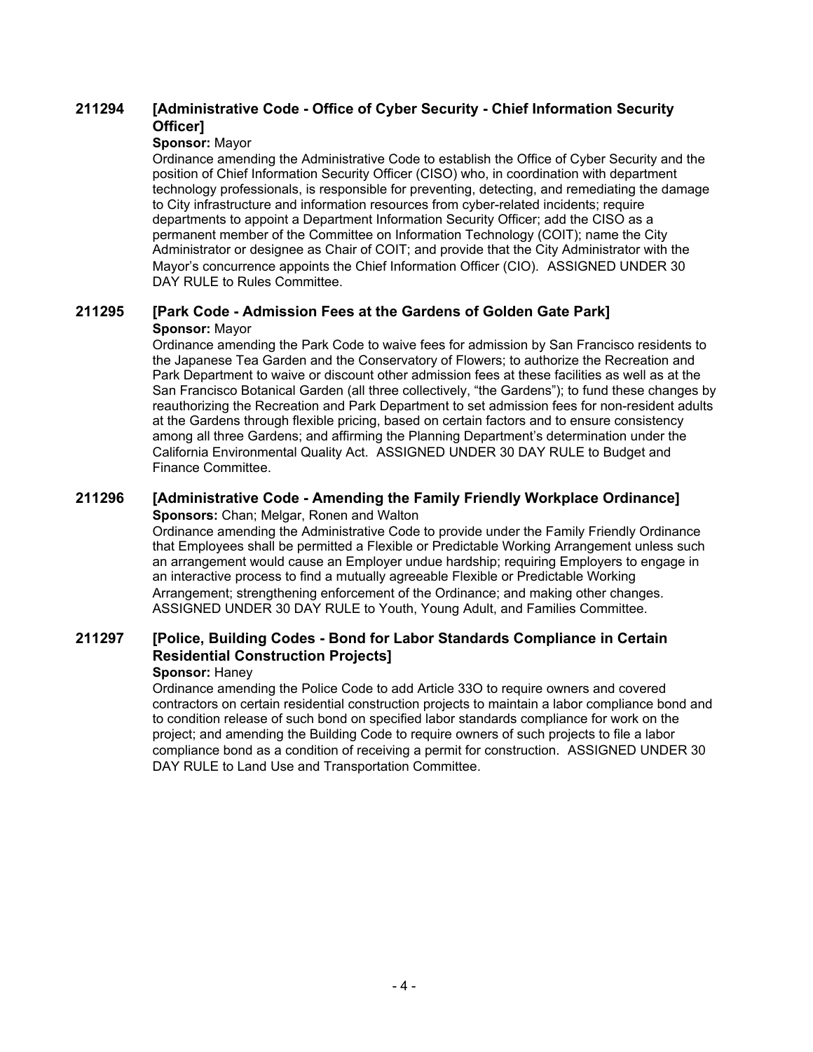### 211294 [Administrative Code - Office of Cyber Security - Chief Information Security Officer]

**Sponsor:** Mayor

Ordinance amending the Administrative Code to establish the Office of Cyber Security and the position of Chief Information Security Officer (CISO) who, in coordination with department technology professionals, is responsible for preventing, detecting, and remediating the damage to City infrastructure and information resources from cyber-related incidents; require departments to appoint a Department Information Security Officer; add the CISO as a permanent member of the Committee on Information Technology (COIT); name the City Administrator or designee as Chair of COIT; and provide that the City Administrator with the Mayor's concurrence appoints the Chief Information Officer (CIO). ASSIGNED UNDER 30 DAY RULE to Rules Committee.

### 211295 [Park Code - Admission Fees at the Gardens of Golden Gate Park]

**Sponsor:** Mayor

Ordinance amending the Park Code to waive fees for admission by San Francisco residents to the Japanese Tea Garden and the Conservatory of Flowers; to authorize the Recreation and Park Department to waive or discount other admission fees at these facilities as well as at the San Francisco Botanical Garden (all three collectively, "the Gardens"); to fund these changes by reauthorizing the Recreation and Park Department to set admission fees for non-resident adults at the Gardens through flexible pricing, based on certain factors and to ensure consistency among all three Gardens; and affirming the Planning Department's determination under the California Environmental Quality Act. ASSIGNED UNDER 30 DAY RULE to Budget and Finance Committee.

### 211296 [Administrative Code - Amending the Family Friendly Workplace Ordinance]

**Sponsors:** Chan; Melgar, Ronen and Walton

Ordinance amending the Administrative Code to provide under the Family Friendly Ordinance that Employees shall be permitted a Flexible or Predictable Working Arrangement unless such an arrangement would cause an Employer undue hardship; requiring Employers to engage in an interactive process to find a mutually agreeable Flexible or Predictable Working Arrangement; strengthening enforcement of the Ordinance; and making other changes. ASSIGNED UNDER 30 DAY RULE to Youth, Young Adult, and Families Committee.

### 211297 [Police, Building Codes - Bond for Labor Standards Compliance in Certain Residential Construction Projects]

**Sponsor:** Haney

Ordinance amending the Police Code to add Article 33O to require owners and covered contractors on certain residential construction projects to maintain a labor compliance bond and to condition release of such bond on specified labor standards compliance for work on the project; and amending the Building Code to require owners of such projects to file a labor compliance bond as a condition of receiving a permit for construction. ASSIGNED UNDER 30 DAY RULE to Land Use and Transportation Committee.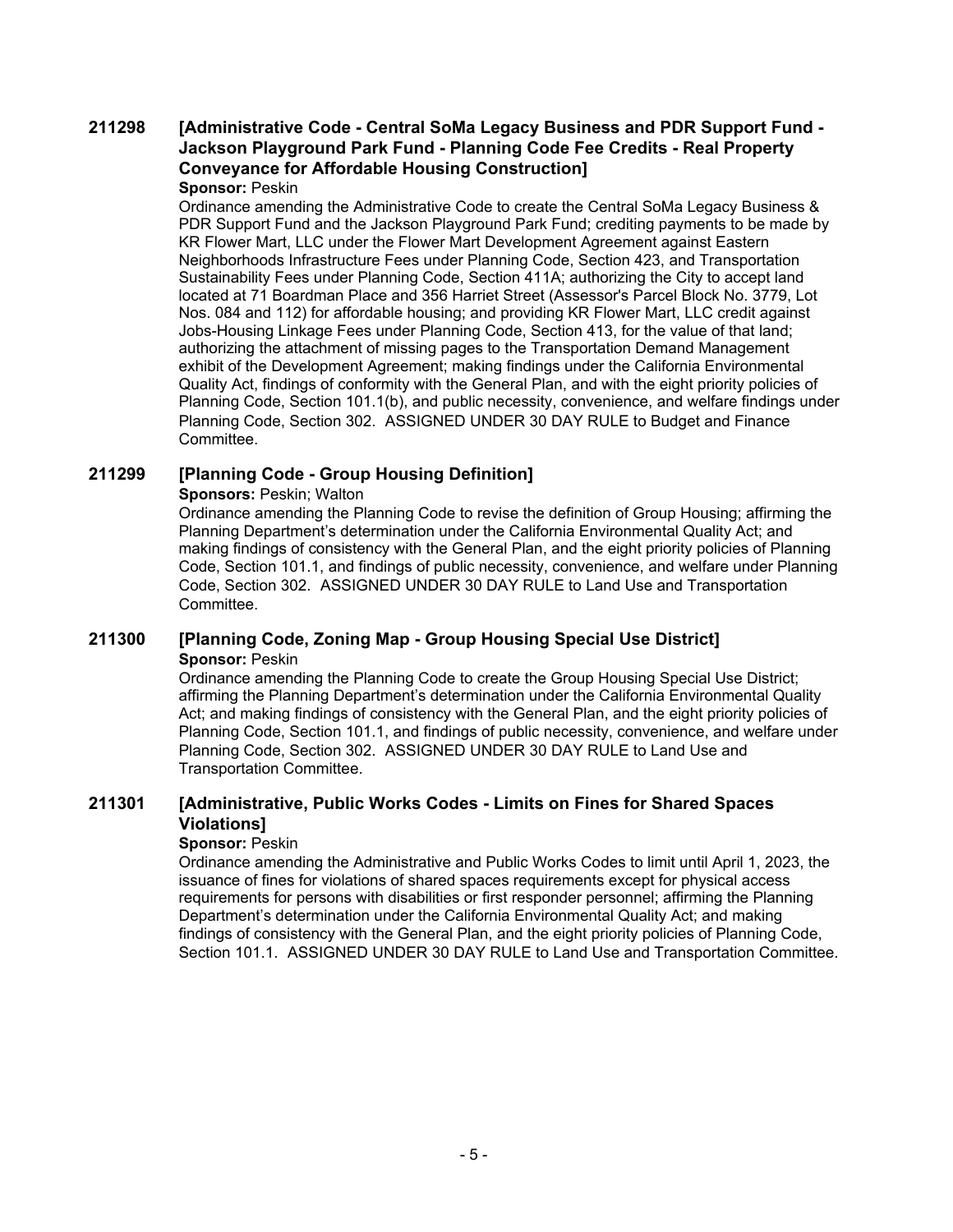**211298 [Administrative Code - Central SoMa Legacy Business and PDR Support Fund - Jackson Playground Park Fund - Planning Code Fee Credits - Real Property Conveyance for Affordable Housing Construction]**

**Sponsor:** Peskin

Ordinance amending the Administrative Code to create the Central SoMa Legacy Business & PDR Support Fund and the Jackson Playground Park Fund; crediting payments to be made by KR Flower Mart, LLC under the Flower Mart Development Agreement against Eastern Neighborhoods Infrastructure Fees under Planning Code, Section 423, and Transportation Sustainability Fees under Planning Code, Section 411A; authorizing the City to accept land located at 71 Boardman Place and 356 Harriet Street (Assessor's Parcel Block No. 3779, Lot Nos. 084 and 112) for affordable housing; and providing KR Flower Mart, LLC credit against Jobs-Housing Linkage Fees under Planning Code, Section 413, for the value of that land; authorizing the attachment of missing pages to the Transportation Demand Management exhibit of the Development Agreement; making findings under the California Environmental Quality Act, findings of conformity with the General Plan, and with the eight priority policies of Planning Code, Section 101.1(b), and public necessity, convenience, and welfare findings under Planning Code, Section 302. ASSIGNED UNDER 30 DAY RULE to Budget and Finance Committee.

**211299 [Planning Code - Group Housing Definition]**

**Sponsors:** Peskin; Walton

Ordinance amending the Planning Code to revise the definition of Group Housing; affirming the Planning Department's determination under the California Environmental Quality Act; and making findings of consistency with the General Plan, and the eight priority policies of Planning Code, Section 101.1, and findings of public necessity, convenience, and welfare under Planning Code, Section 302. ASSIGNED UNDER 30 DAY RULE to Land Use and Transportation Committee.

**211300 [Planning Code, Zoning Map - Group Housing Special Use District]**

**Sponsor:** Peskin

Ordinance amending the Planning Code to create the Group Housing Special Use District; affirming the Planning Department's determination under the California Environmental Quality Act; and making findings of consistency with the General Plan, and the eight priority policies of Planning Code, Section 101.1, and findings of public necessity, convenience, and welfare under Planning Code, Section 302. ASSIGNED UNDER 30 DAY RULE to Land Use and Transportation Committee.

**211301 [Administrative, Public Works Codes - Limits on Fines for Shared Spaces Violations]**

**Sponsor:** Peskin

Ordinance amending the Administrative and Public Works Codes to limit until April 1, 2023, the issuance of fines for violations of shared spaces requirements except for physical access requirements for persons with disabilities or first responder personnel; affirming the Planning Department's determination under the California Environmental Quality Act; and making findings of consistency with the General Plan, and the eight priority policies of Planning Code, Section 101.1. ASSIGNED UNDER 30 DAY RULE to Land Use and Transportation Committee.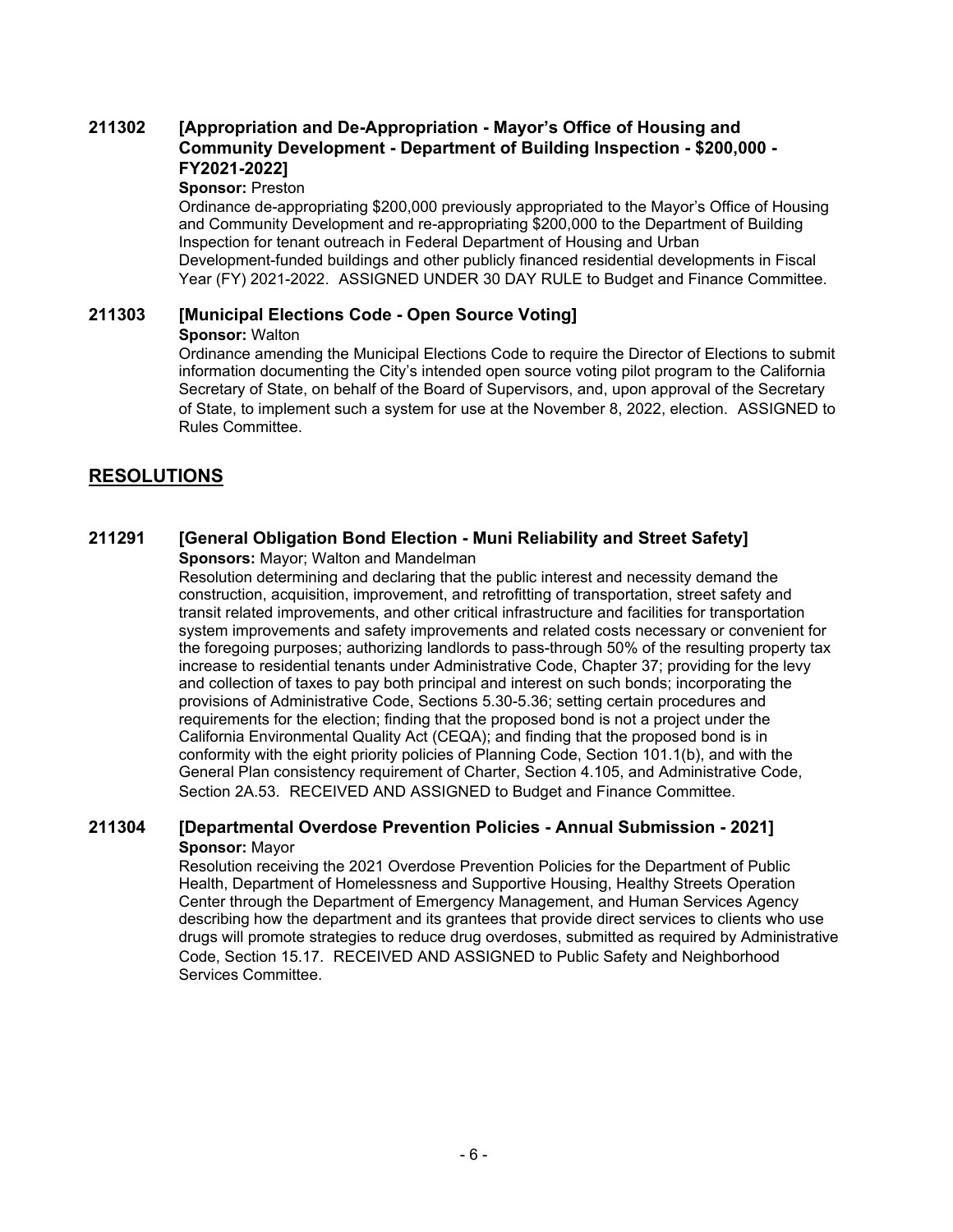### 211302 [Appropriation and De-Appropriation - Mayor's Office of Housing and Community Development - Department of Building Inspection - $200,000 - FY2021-2022]

**Sponsor:** Preston

Ordinance de-appropriating $200,000 previously appropriated to the Mayor's Office of Housing and Community Development and re-appropriating $200,000 to the Department of Building Inspection for tenant outreach in Federal Department of Housing and Urban Development-funded buildings and other publicly financed residential developments in Fiscal Year (FY) 2021-2022. ASSIGNED UNDER 30 DAY RULE to Budget and Finance Committee.

### 211303 [Municipal Elections Code - Open Source Voting]

**Sponsor:** Walton

Ordinance amending the Municipal Elections Code to require the Director of Elections to submit information documenting the City's intended open source voting pilot program to the California Secretary of State, on behalf of the Board of Supervisors, and, upon approval of the Secretary of State, to implement such a system for use at the November 8, 2022, election. ASSIGNED to Rules Committee.

## RESOLUTIONS

### 211291 [General Obligation Bond Election - Muni Reliability and Street Safety]

**Sponsors:** Mayor; Walton and Mandelman

Resolution determining and declaring that the public interest and necessity demand the construction, acquisition, improvement, and retrofitting of transportation, street safety and transit related improvements, and other critical infrastructure and facilities for transportation system improvements and safety improvements and related costs necessary or convenient for the foregoing purposes; authorizing landlords to pass-through 50% of the resulting property tax increase to residential tenants under Administrative Code, Chapter 37; providing for the levy and collection of taxes to pay both principal and interest on such bonds; incorporating the provisions of Administrative Code, Sections 5.30-5.36; setting certain procedures and requirements for the election; finding that the proposed bond is not a project under the California Environmental Quality Act (CEQA); and finding that the proposed bond is in conformity with the eight priority policies of Planning Code, Section 101.1(b), and with the General Plan consistency requirement of Charter, Section 4.105, and Administrative Code, Section 2A.53. RECEIVED AND ASSIGNED to Budget and Finance Committee.

### 211304 [Departmental Overdose Prevention Policies - Annual Submission - 2021]

**Sponsor:** Mayor

Resolution receiving the 2021 Overdose Prevention Policies for the Department of Public Health, Department of Homelessness and Supportive Housing, Healthy Streets Operation Center through the Department of Emergency Management, and Human Services Agency describing how the department and its grantees that provide direct services to clients who use drugs will promote strategies to reduce drug overdoses, submitted as required by Administrative Code, Section 15.17. RECEIVED AND ASSIGNED to Public Safety and Neighborhood Services Committee.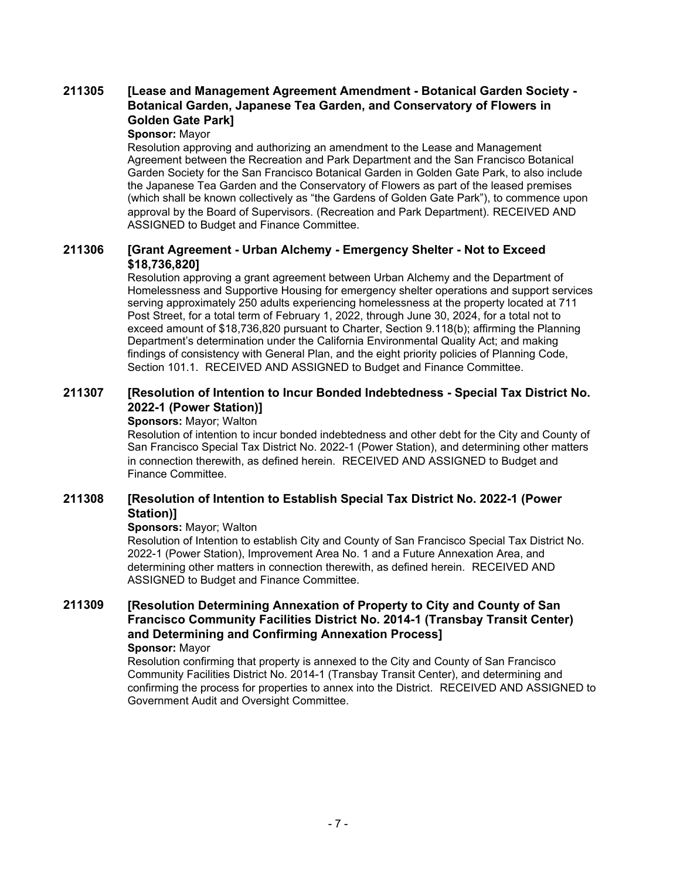### 211305 [Lease and Management Agreement Amendment - Botanical Garden Society - Botanical Garden, Japanese Tea Garden, and Conservatory of Flowers in Golden Gate Park]

**Sponsor:** Mayor

Resolution approving and authorizing an amendment to the Lease and Management Agreement between the Recreation and Park Department and the San Francisco Botanical Garden Society for the San Francisco Botanical Garden in Golden Gate Park, to also include the Japanese Tea Garden and the Conservatory of Flowers as part of the leased premises (which shall be known collectively as "the Gardens of Golden Gate Park"), to commence upon approval by the Board of Supervisors. (Recreation and Park Department). RECEIVED AND ASSIGNED to Budget and Finance Committee.

### 211306 [Grant Agreement - Urban Alchemy - Emergency Shelter - Not to Exceed $18,736,820]

Resolution approving a grant agreement between Urban Alchemy and the Department of Homelessness and Supportive Housing for emergency shelter operations and support services serving approximately 250 adults experiencing homelessness at the property located at 711 Post Street, for a total term of February 1, 2022, through June 30, 2024, for a total not to exceed amount of $18,736,820 pursuant to Charter, Section 9.118(b); affirming the Planning Department's determination under the California Environmental Quality Act; and making findings of consistency with General Plan, and the eight priority policies of Planning Code, Section 101.1. RECEIVED AND ASSIGNED to Budget and Finance Committee.

### 211307 [Resolution of Intention to Incur Bonded Indebtedness - Special Tax District No. 2022-1 (Power Station)]

**Sponsors:** Mayor; Walton

Resolution of intention to incur bonded indebtedness and other debt for the City and County of San Francisco Special Tax District No. 2022-1 (Power Station), and determining other matters in connection therewith, as defined herein. RECEIVED AND ASSIGNED to Budget and Finance Committee.

### 211308 [Resolution of Intention to Establish Special Tax District No. 2022-1 (Power Station)]

**Sponsors:** Mayor; Walton

Resolution of Intention to establish City and County of San Francisco Special Tax District No. 2022-1 (Power Station), Improvement Area No. 1 and a Future Annexation Area, and determining other matters in connection therewith, as defined herein. RECEIVED AND ASSIGNED to Budget and Finance Committee.

### 211309 [Resolution Determining Annexation of Property to City and County of San Francisco Community Facilities District No. 2014-1 (Transbay Transit Center) and Determining and Confirming Annexation Process]

**Sponsor:** Mayor

Resolution confirming that property is annexed to the City and County of San Francisco Community Facilities District No. 2014-1 (Transbay Transit Center), and determining and confirming the process for properties to annex into the District. RECEIVED AND ASSIGNED to Government Audit and Oversight Committee.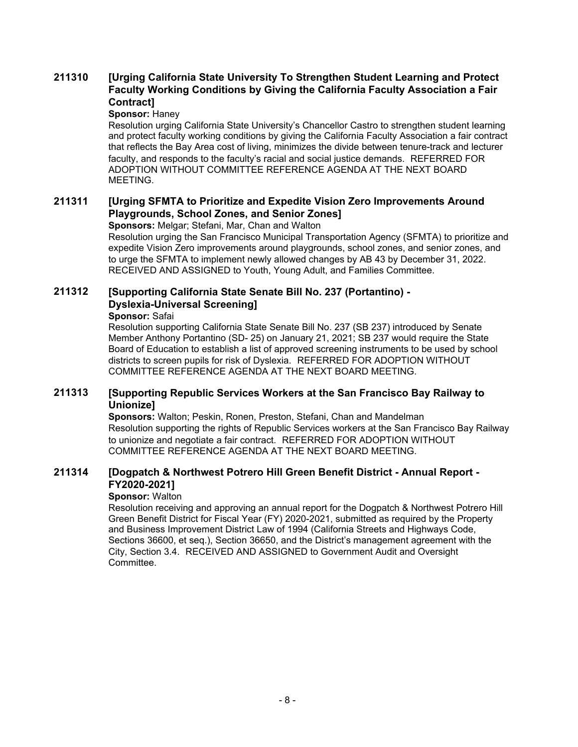**211310 [Urging California State University To Strengthen Student Learning and Protect Faculty Working Conditions by Giving the California Faculty Association a Fair Contract]**

**Sponsor:** Haney

Resolution urging California State University's Chancellor Castro to strengthen student learning and protect faculty working conditions by giving the California Faculty Association a fair contract that reflects the Bay Area cost of living, minimizes the divide between tenure-track and lecturer faculty, and responds to the faculty's racial and social justice demands. REFERRED FOR ADOPTION WITHOUT COMMITTEE REFERENCE AGENDA AT THE NEXT BOARD MEETING.

**211311 [Urging SFMTA to Prioritize and Expedite Vision Zero Improvements Around Playgrounds, School Zones, and Senior Zones]**

**Sponsors:** Melgar; Stefani, Mar, Chan and Walton

Resolution urging the San Francisco Municipal Transportation Agency (SFMTA) to prioritize and expedite Vision Zero improvements around playgrounds, school zones, and senior zones, and to urge the SFMTA to implement newly allowed changes by AB 43 by December 31, 2022. RECEIVED AND ASSIGNED to Youth, Young Adult, and Families Committee.

**211312 [Supporting California State Senate Bill No. 237 (Portantino) - Dyslexia-Universal Screening]**

**Sponsor:** Safai

Resolution supporting California State Senate Bill No. 237 (SB 237) introduced by Senate Member Anthony Portantino (SD- 25) on January 21, 2021; SB 237 would require the State Board of Education to establish a list of approved screening instruments to be used by school districts to screen pupils for risk of Dyslexia. REFERRED FOR ADOPTION WITHOUT COMMITTEE REFERENCE AGENDA AT THE NEXT BOARD MEETING.

**211313 [Supporting Republic Services Workers at the San Francisco Bay Railway to Unionize]**

**Sponsors:** Walton; Peskin, Ronen, Preston, Stefani, Chan and Mandelman

Resolution supporting the rights of Republic Services workers at the San Francisco Bay Railway to unionize and negotiate a fair contract. REFERRED FOR ADOPTION WITHOUT COMMITTEE REFERENCE AGENDA AT THE NEXT BOARD MEETING.

**211314 [Dogpatch & Northwest Potrero Hill Green Benefit District - Annual Report - FY2020-2021]**

**Sponsor:** Walton

Resolution receiving and approving an annual report for the Dogpatch & Northwest Potrero Hill Green Benefit District for Fiscal Year (FY) 2020-2021, submitted as required by the Property and Business Improvement District Law of 1994 (California Streets and Highways Code, Sections 36600, et seq.), Section 36650, and the District's management agreement with the City, Section 3.4. RECEIVED AND ASSIGNED to Government Audit and Oversight Committee.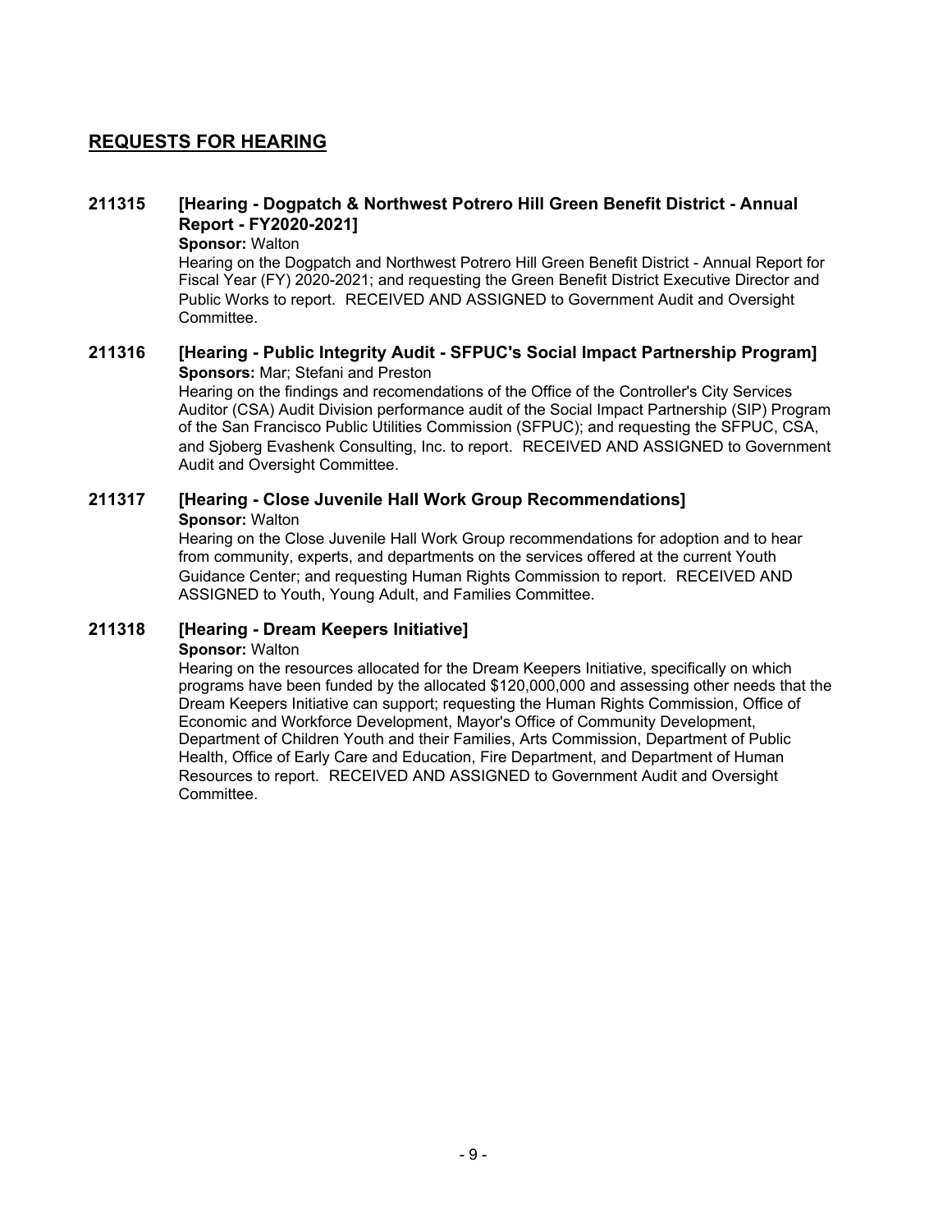## REQUESTS FOR HEARING

### 211315 [Hearing - Dogpatch & Northwest Potrero Hill Green Benefit District - Annual Report - FY2020-2021]

**Sponsor:** Walton

Hearing on the Dogpatch and Northwest Potrero Hill Green Benefit District - Annual Report for Fiscal Year (FY) 2020-2021; and requesting the Green Benefit District Executive Director and Public Works to report. RECEIVED AND ASSIGNED to Government Audit and Oversight Committee.

### 211316 [Hearing - Public Integrity Audit - SFPUC's Social Impact Partnership Program]

**Sponsors:** Mar; Stefani and Preston

Hearing on the findings and recomendations of the Office of the Controller's City Services Auditor (CSA) Audit Division performance audit of the Social Impact Partnership (SIP) Program of the San Francisco Public Utilities Commission (SFPUC); and requesting the SFPUC, CSA, and Sjoberg Evashenk Consulting, Inc. to report. RECEIVED AND ASSIGNED to Government Audit and Oversight Committee.

### 211317 [Hearing - Close Juvenile Hall Work Group Recommendations]

**Sponsor:** Walton

Hearing on the Close Juvenile Hall Work Group recommendations for adoption and to hear from community, experts, and departments on the services offered at the current Youth Guidance Center; and requesting Human Rights Commission to report. RECEIVED AND ASSIGNED to Youth, Young Adult, and Families Committee.

### 211318 [Hearing - Dream Keepers Initiative]

**Sponsor:** Walton

Hearing on the resources allocated for the Dream Keepers Initiative, specifically on which programs have been funded by the allocated $120,000,000 and assessing other needs that the Dream Keepers Initiative can support; requesting the Human Rights Commission, Office of Economic and Workforce Development, Mayor's Office of Community Development, Department of Children Youth and their Families, Arts Commission, Department of Public Health, Office of Early Care and Education, Fire Department, and Department of Human Resources to report. RECEIVED AND ASSIGNED to Government Audit and Oversight Committee.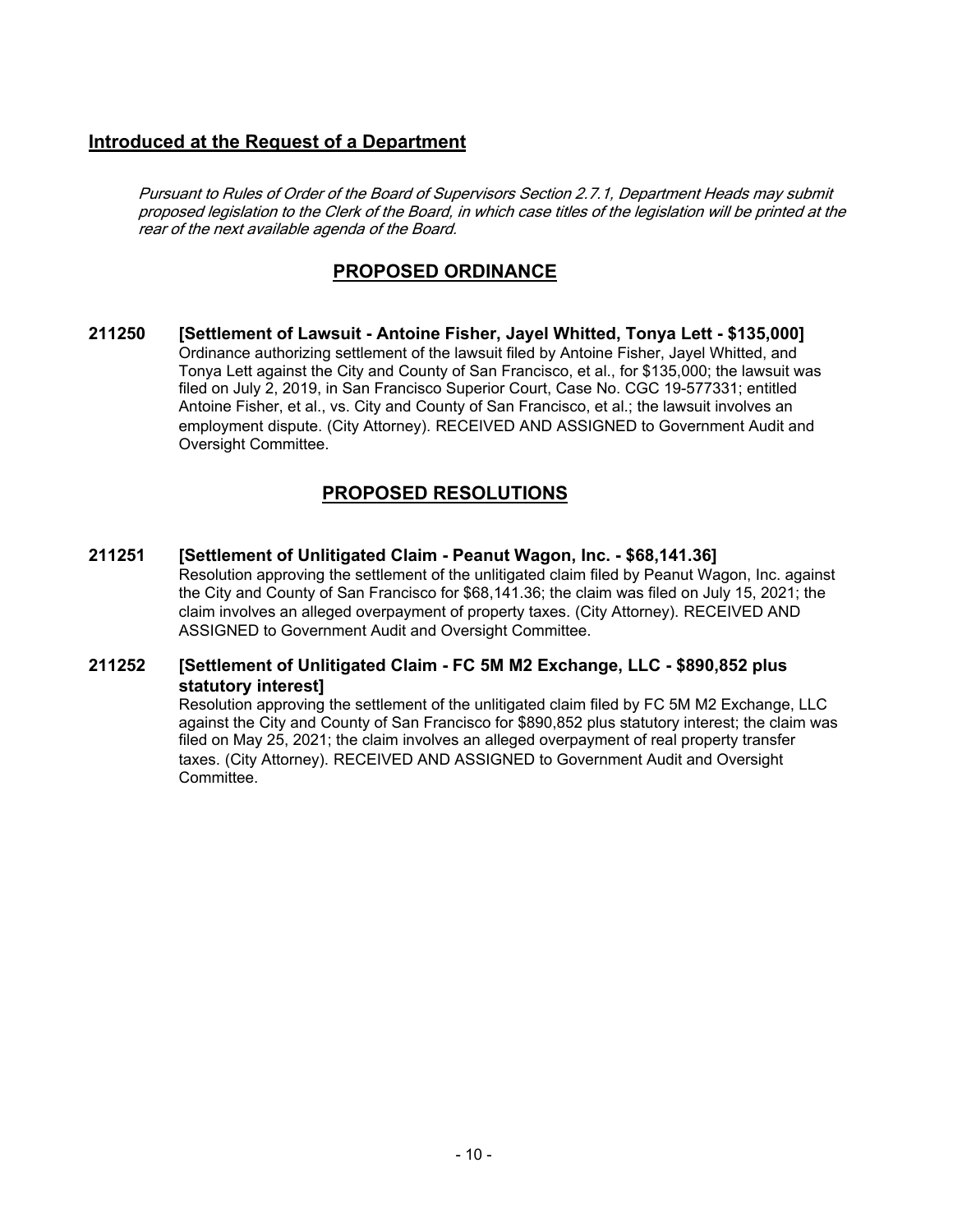## Introduced at the Request of a Department

*Pursuant to Rules of Order of the Board of Supervisors Section 2.7.1, Department Heads may submit proposed legislation to the Clerk of the Board, in which case titles of the legislation will be printed at the rear of the next available agenda of the Board.*

### PROPOSED ORDINANCE

**211250 [Settlement of Lawsuit - Antoine Fisher, Jayel Whitted, Tonya Lett - $135,000]**
Ordinance authorizing settlement of the lawsuit filed by Antoine Fisher, Jayel Whitted, and Tonya Lett against the City and County of San Francisco, et al., for $135,000; the lawsuit was filed on July 2, 2019, in San Francisco Superior Court, Case No. CGC 19-577331; entitled Antoine Fisher, et al., vs. City and County of San Francisco, et al.; the lawsuit involves an employment dispute. (City Attorney). RECEIVED AND ASSIGNED to Government Audit and Oversight Committee.

### PROPOSED RESOLUTIONS

**211251 [Settlement of Unlitigated Claim - Peanut Wagon, Inc. - $68,141.36]**
Resolution approving the settlement of the unlitigated claim filed by Peanut Wagon, Inc. against the City and County of San Francisco for $68,141.36; the claim was filed on July 15, 2021; the claim involves an alleged overpayment of property taxes. (City Attorney). RECEIVED AND ASSIGNED to Government Audit and Oversight Committee.

**211252 [Settlement of Unlitigated Claim - FC 5M M2 Exchange, LLC - $890,852 plus statutory interest]**
Resolution approving the settlement of the unlitigated claim filed by FC 5M M2 Exchange, LLC against the City and County of San Francisco for $890,852 plus statutory interest; the claim was filed on May 25, 2021; the claim involves an alleged overpayment of real property transfer taxes. (City Attorney). RECEIVED AND ASSIGNED to Government Audit and Oversight Committee.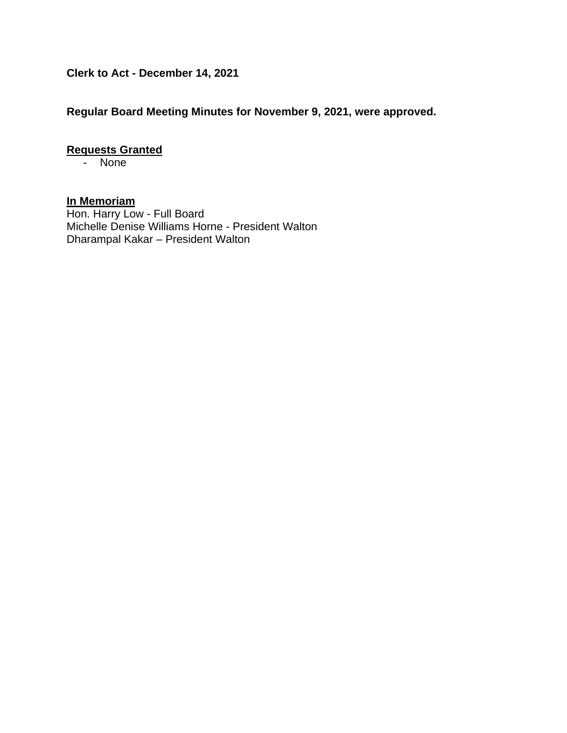**Clerk to Act - December 14, 2021**

**Regular Board Meeting Minutes for November 9, 2021, were approved.**

**Requests Granted**

- None

**In Memoriam**

Hon. Harry Low - Full Board
Michelle Denise Williams Horne - President Walton
Dharampal Kakar – President Walton